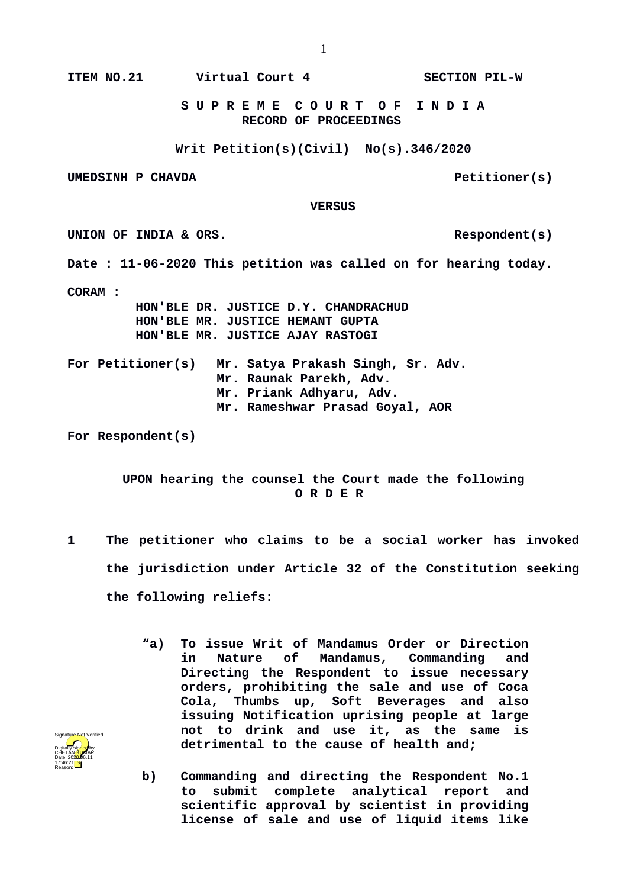**ITEM NO.21 Virtual Court 4 SECTION PIL-W**

**S U P R E M E C O U R T O F I N D I A**
**RECORD OF PROCEEDINGS**

**Writ Petition(s)(Civil) No(s).346/2020**

**UMEDSINH P CHAVDA Petitioner(s)**

**VERSUS**

**UNION OF INDIA & ORS. Respondent(s)**

**Date : 11-06-2020 This petition was called on for hearing today.**

**CORAM :**
**HON'BLE DR. JUSTICE D.Y. CHANDRACHUD**
**HON'BLE MR. JUSTICE HEMANT GUPTA**
**HON'BLE MR. JUSTICE AJAY RASTOGI**

**For Petitioner(s)** **Mr. Satya Prakash Singh, Sr. Adv.**
**Mr. Raunak Parekh, Adv.**
**Mr. Priank Adhyaru, Adv.**
**Mr. Rameshwar Prasad Goyal, AOR**

**For Respondent(s)**

**UPON hearing the counsel the Court made the following**
**O R D E R**

**1 The petitioner who claims to be a social worker has invoked the jurisdiction under Article 32 of the Constitution seeking the following reliefs:**

> **"a) To issue Writ of Mandamus Order or Direction in Nature of Mandamus, Commanding and Directing the Respondent to issue necessary orders, prohibiting the sale and use of Coca Cola, Thumbs up, Soft Beverages and also issuing Notification uprising people at large not to drink and use it, as the same is detrimental to the cause of health and;**
>
> **b) Commanding and directing the Respondent No.1 to submit complete analytical report and scientific approval by scientist in providing license of sale and use of liquid items like**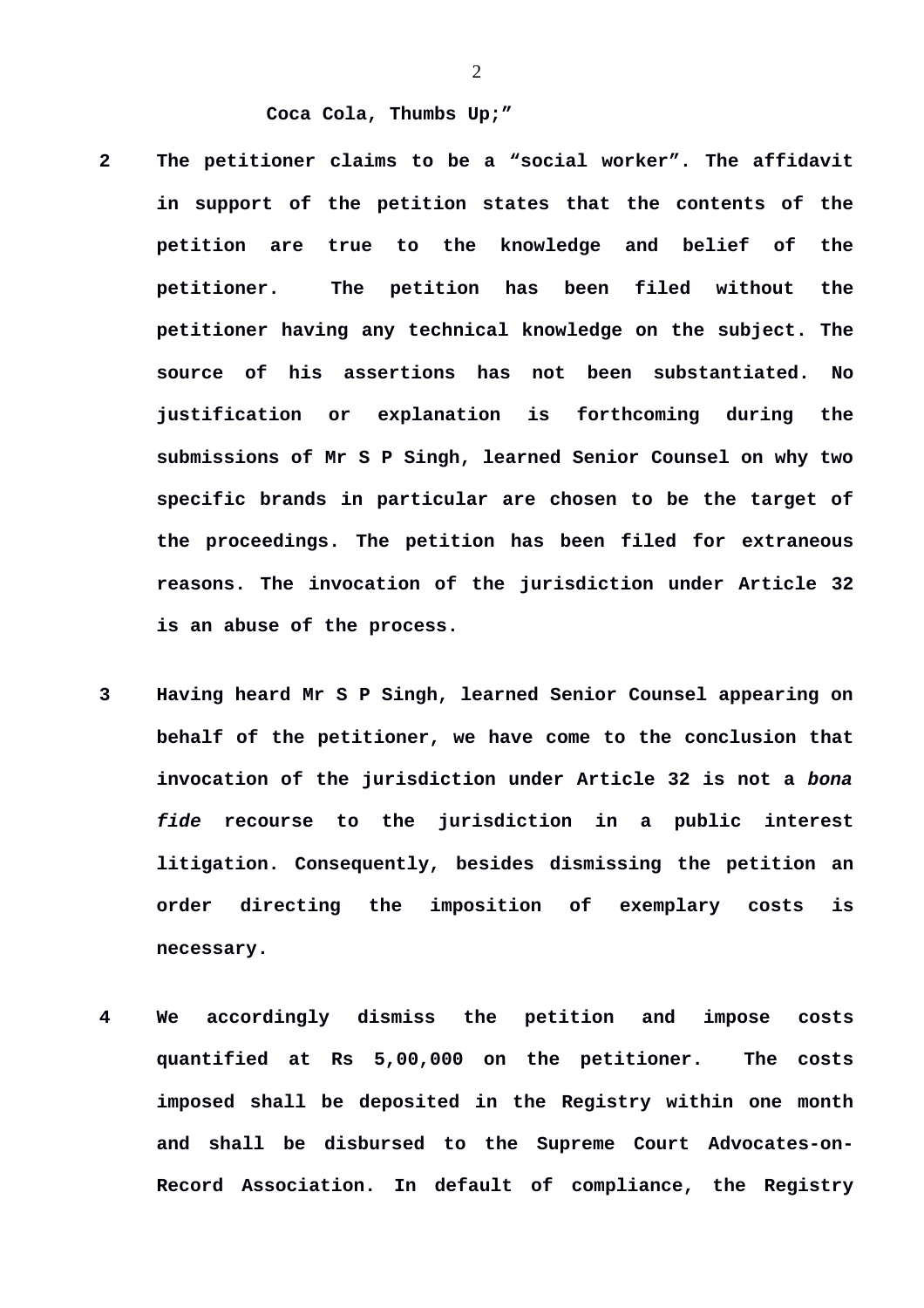**Coca Cola, Thumbs Up;”**

**2 The petitioner claims to be a “social worker”. The affidavit in support of the petition states that the contents of the petition are true to the knowledge and belief of the petitioner. The petition has been filed without the petitioner having any technical knowledge on the subject. The source of his assertions has not been substantiated. No justification or explanation is forthcoming during the submissions of Mr S P Singh, learned Senior Counsel on why two specific brands in particular are chosen to be the target of the proceedings. The petition has been filed for extraneous reasons. The invocation of the jurisdiction under Article 32 is an abuse of the process.**

**3 Having heard Mr S P Singh, learned Senior Counsel appearing on behalf of the petitioner, we have come to the conclusion that invocation of the jurisdiction under Article 32 is not a *bona fide* recourse to the jurisdiction in a public interest litigation. Consequently, besides dismissing the petition an order directing the imposition of exemplary costs is necessary.**

**4 We accordingly dismiss the petition and impose costs quantified at Rs 5,00,000 on the petitioner. The costs imposed shall be deposited in the Registry within one month and shall be disbursed to the Supreme Court Advocates-on-Record Association. In default of compliance, the Registry**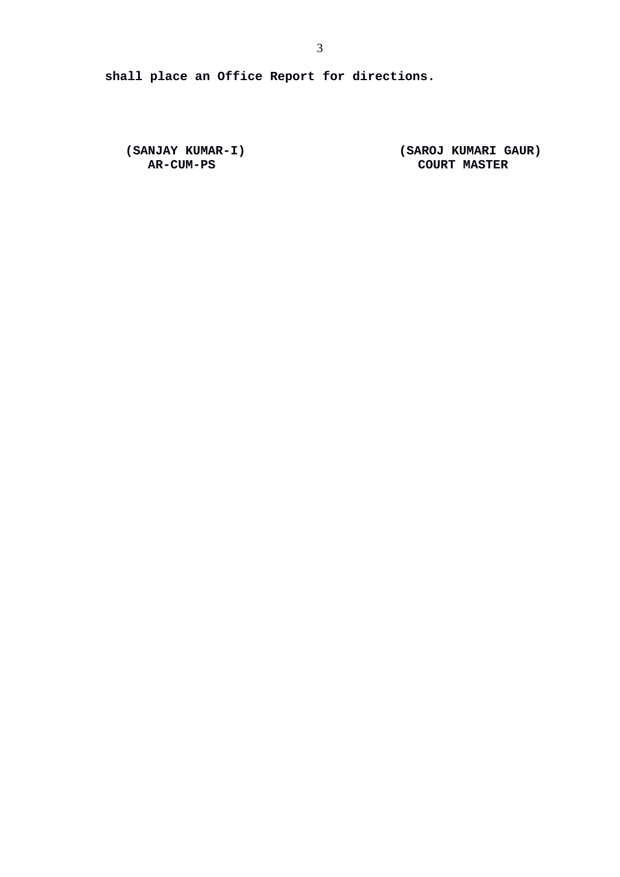**shall place an Office Report for directions.**

| | |
|---|---|
| **(SANJAY KUMAR-I)** | **(SAROJ KUMARI GAUR)** |
| **AR-CUM-PS** | **COURT MASTER** |